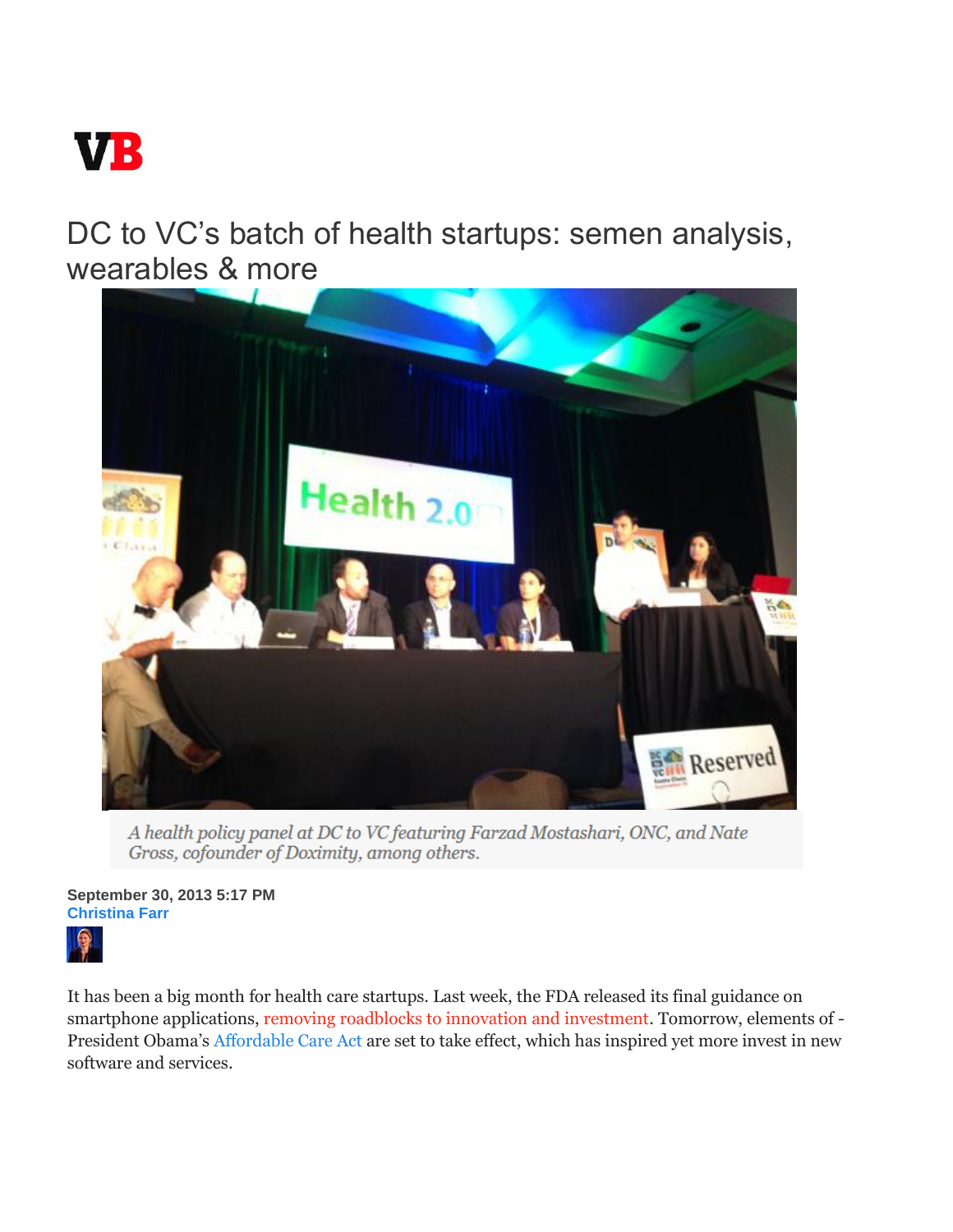VB

# DC to VC's batch of health startups: semen analysis, wearables & more

*A health policy panel at DC to VC featuring Farzad Mostashari, ONC, and Nate Gross, cofounder of Doximity, among others.*

**September 30, 2013 5:17 PM**
**Christina Farr**

It has been a big month for health care startups. Last week, the FDA released its final guidance on smartphone applications, removing roadblocks to innovation and investment. Tomorrow, elements of - President Obama's Affordable Care Act are set to take effect, which has inspired yet more invest in new software and services.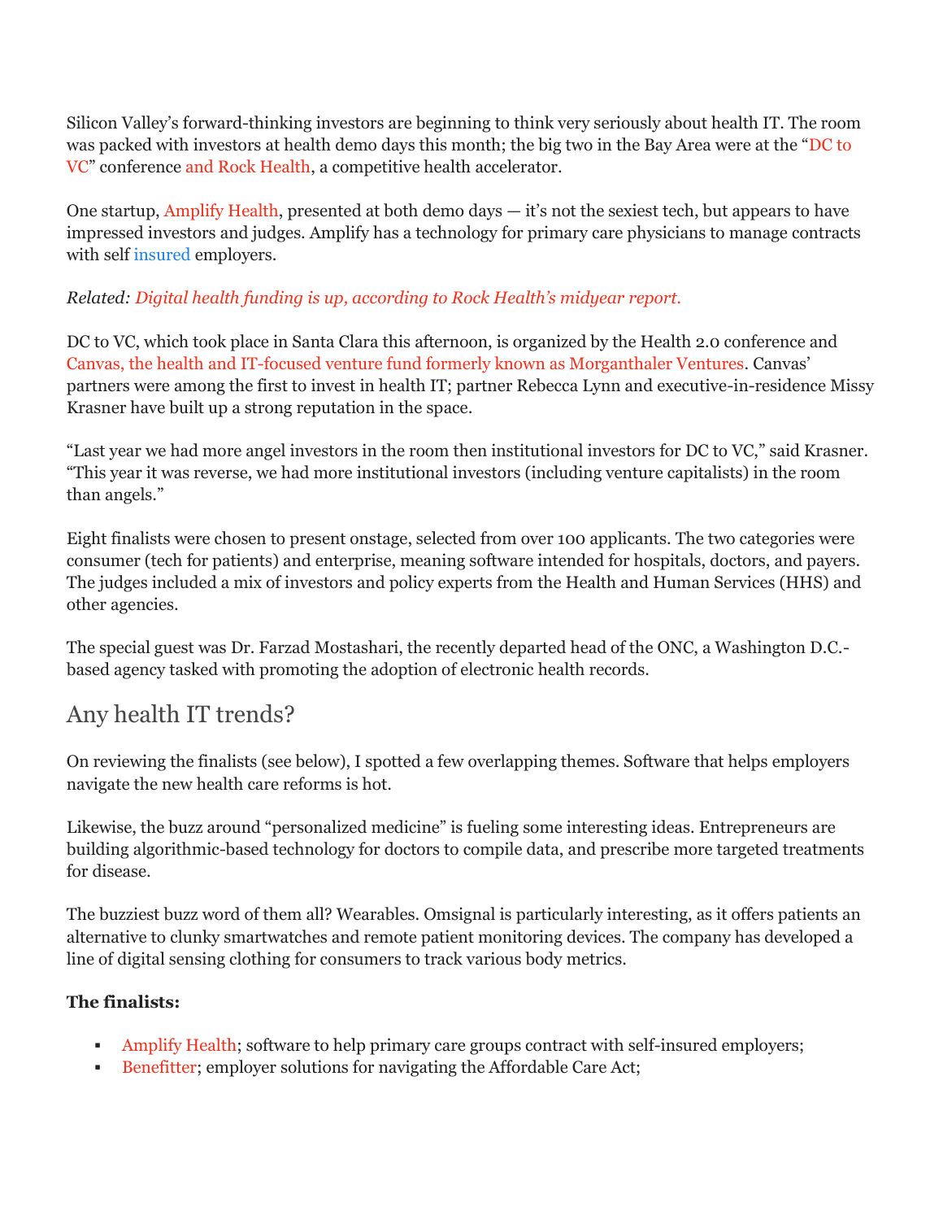Silicon Valley's forward-thinking investors are beginning to think very seriously about health IT. The room was packed with investors at health demo days this month; the big two in the Bay Area were at the "DC to VC" conference and Rock Health, a competitive health accelerator.

One startup, Amplify Health, presented at both demo days — it's not the sexiest tech, but appears to have impressed investors and judges. Amplify has a technology for primary care physicians to manage contracts with self insured employers.

*Related: Digital health funding is up, according to Rock Health's midyear report.*

DC to VC, which took place in Santa Clara this afternoon, is organized by the Health 2.0 conference and Canvas, the health and IT-focused venture fund formerly known as Morganthaler Ventures. Canvas' partners were among the first to invest in health IT; partner Rebecca Lynn and executive-in-residence Missy Krasner have built up a strong reputation in the space.

"Last year we had more angel investors in the room then institutional investors for DC to VC," said Krasner. "This year it was reverse, we had more institutional investors (including venture capitalists) in the room than angels."

Eight finalists were chosen to present onstage, selected from over 100 applicants. The two categories were consumer (tech for patients) and enterprise, meaning software intended for hospitals, doctors, and payers. The judges included a mix of investors and policy experts from the Health and Human Services (HHS) and other agencies.

The special guest was Dr. Farzad Mostashari, the recently departed head of the ONC, a Washington D.C.-based agency tasked with promoting the adoption of electronic health records.

## Any health IT trends?

On reviewing the finalists (see below), I spotted a few overlapping themes. Software that helps employers navigate the new health care reforms is hot.

Likewise, the buzz around "personalized medicine" is fueling some interesting ideas. Entrepreneurs are building algorithmic-based technology for doctors to compile data, and prescribe more targeted treatments for disease.

The buzziest buzz word of them all? Wearables. Omsignal is particularly interesting, as it offers patients an alternative to clunky smartwatches and remote patient monitoring devices. The company has developed a line of digital sensing clothing for consumers to track various body metrics.

**The finalists:**

- Amplify Health; software to help primary care groups contract with self-insured employers;
- Benefitter; employer solutions for navigating the Affordable Care Act;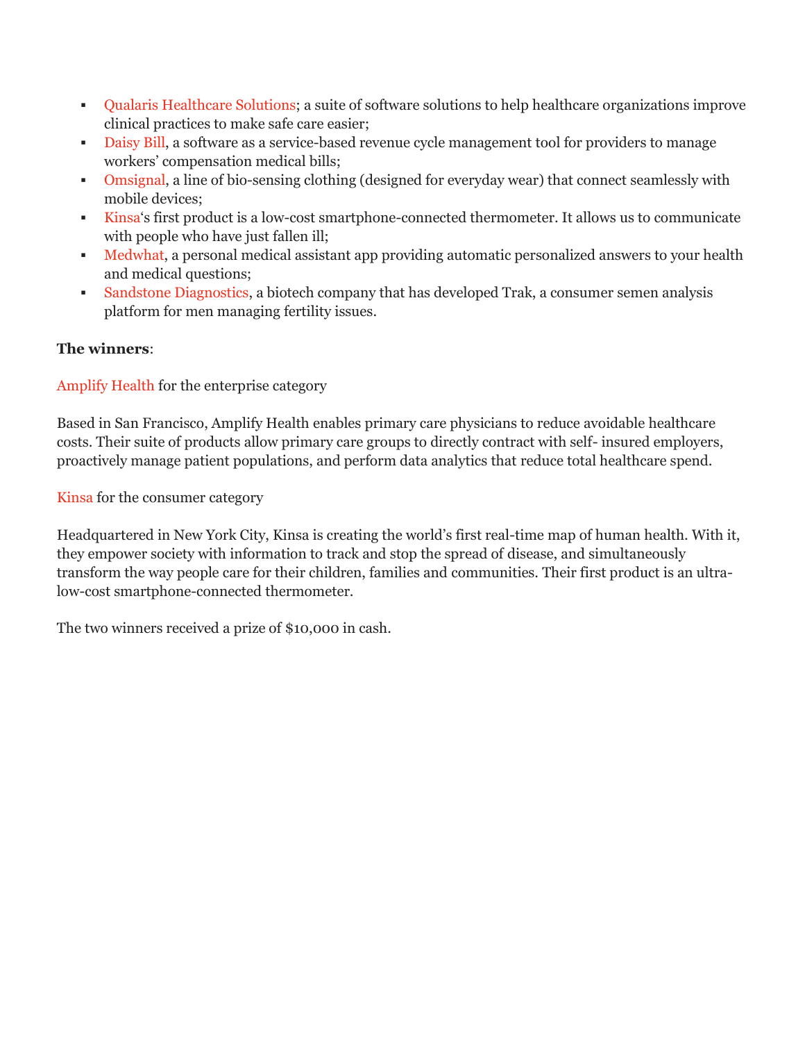- Qualaris Healthcare Solutions; a suite of software solutions to help healthcare organizations improve clinical practices to make safe care easier;
- Daisy Bill, a software as a service-based revenue cycle management tool for providers to manage workers' compensation medical bills;
- Omsignal, a line of bio-sensing clothing (designed for everyday wear) that connect seamlessly with mobile devices;
- Kinsa's first product is a low-cost smartphone-connected thermometer. It allows us to communicate with people who have just fallen ill;
- Medwhat, a personal medical assistant app providing automatic personalized answers to your health and medical questions;
- Sandstone Diagnostics, a biotech company that has developed Trak, a consumer semen analysis platform for men managing fertility issues.

**The winners**:

Amplify Health for the enterprise category

Based in San Francisco, Amplify Health enables primary care physicians to reduce avoidable healthcare costs. Their suite of products allow primary care groups to directly contract with self- insured employers, proactively manage patient populations, and perform data analytics that reduce total healthcare spend.

Kinsa for the consumer category

Headquartered in New York City, Kinsa is creating the world's first real-time map of human health. With it, they empower society with information to track and stop the spread of disease, and simultaneously transform the way people care for their children, families and communities. Their first product is an ultra-low-cost smartphone-connected thermometer.

The two winners received a prize of $10,000 in cash.